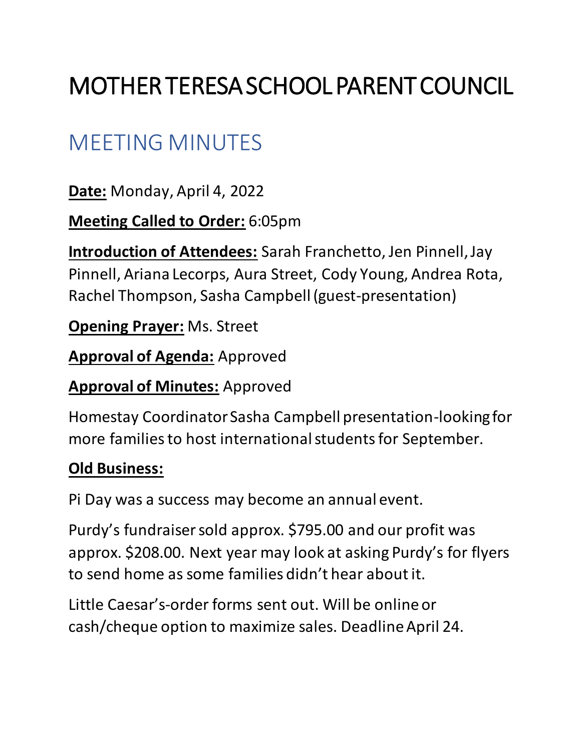# MOTHER TERESA SCHOOL PARENT COUNCIL

## MEETING MINUTES

**Date:** Monday, April 4, 2022

**Meeting Called to Order:** 6:05pm

**Introduction of Attendees:** Sarah Franchetto, Jen Pinnell, Jay Pinnell, Ariana Lecorps, Aura Street, Cody Young, Andrea Rota, Rachel Thompson, Sasha Campbell (guest-presentation)

**Opening Prayer:** Ms. Street

**Approval of Agenda:** Approved

**Approval of Minutes:** Approved

Homestay Coordinator Sasha Campbell presentation-looking for more families to host international students for September.

**Old Business:**

Pi Day was a success may become an annual event.

Purdy's fundraiser sold approx. $795.00 and our profit was approx. $208.00. Next year may look at asking Purdy's for flyers to send home as some families didn't hear about it.

Little Caesar's-order forms sent out. Will be online or cash/cheque option to maximize sales. Deadline April 24.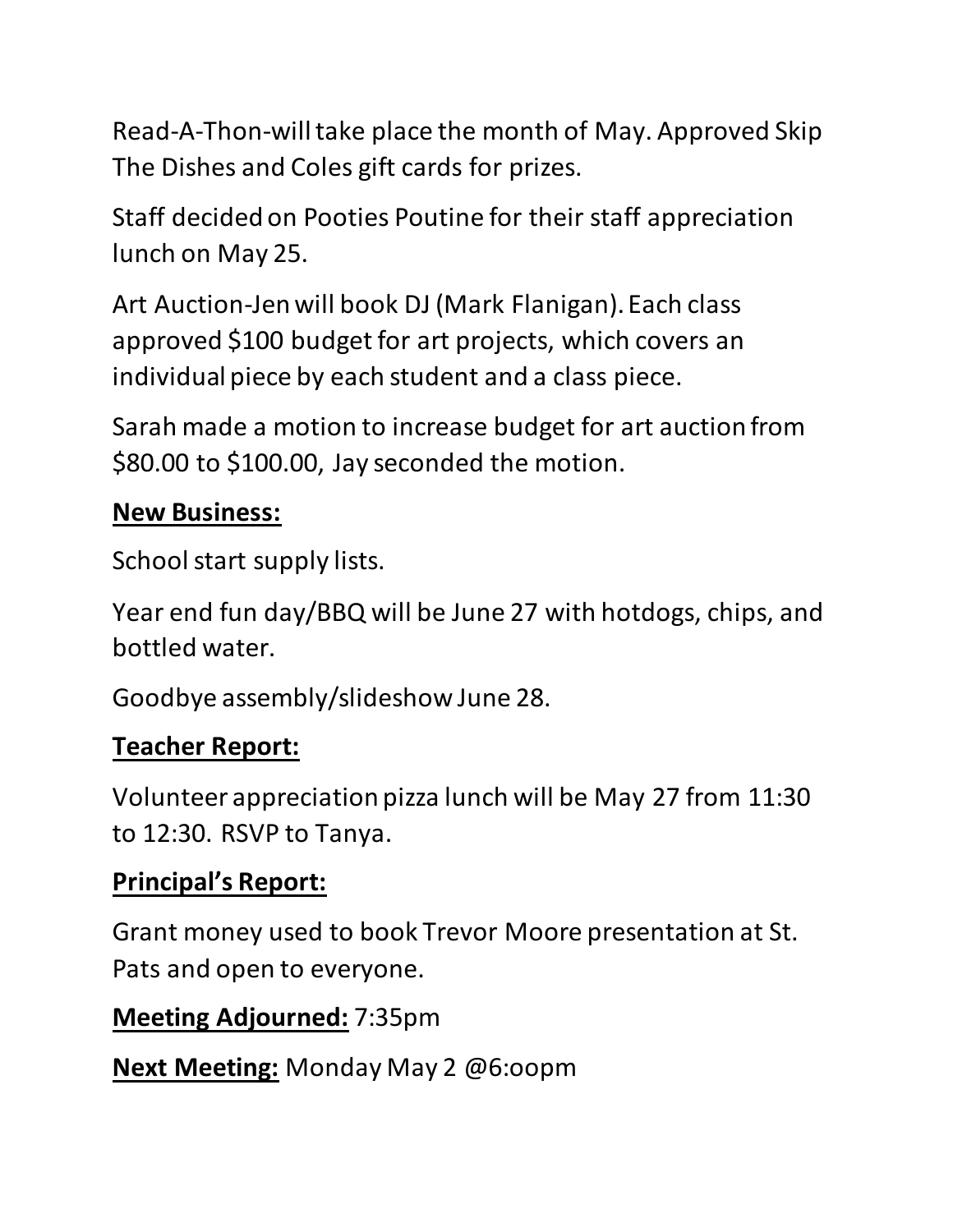Read-A-Thon-will take place the month of May. Approved Skip The Dishes and Coles gift cards for prizes.

Staff decided on Pooties Poutine for their staff appreciation lunch on May 25.

Art Auction-Jen will book DJ (Mark Flanigan). Each class approved $100 budget for art projects, which covers an individual piece by each student and a class piece.

Sarah made a motion to increase budget for art auction from $80.00 to $100.00, Jay seconded the motion.

**<u>New Business:</u>**

School start supply lists.

Year end fun day/BBQ will be June 27 with hotdogs, chips, and bottled water.

Goodbye assembly/slideshow June 28.

**<u>Teacher Report:</u>**

Volunteer appreciation pizza lunch will be May 27 from 11:30 to 12:30. RSVP to Tanya.

**<u>Principal's Report:</u>**

Grant money used to book Trevor Moore presentation at St. Pats and open to everyone.

**<u>Meeting Adjourned:</u>** 7:35pm

**<u>Next Meeting:</u>** Monday May 2 @6:oopm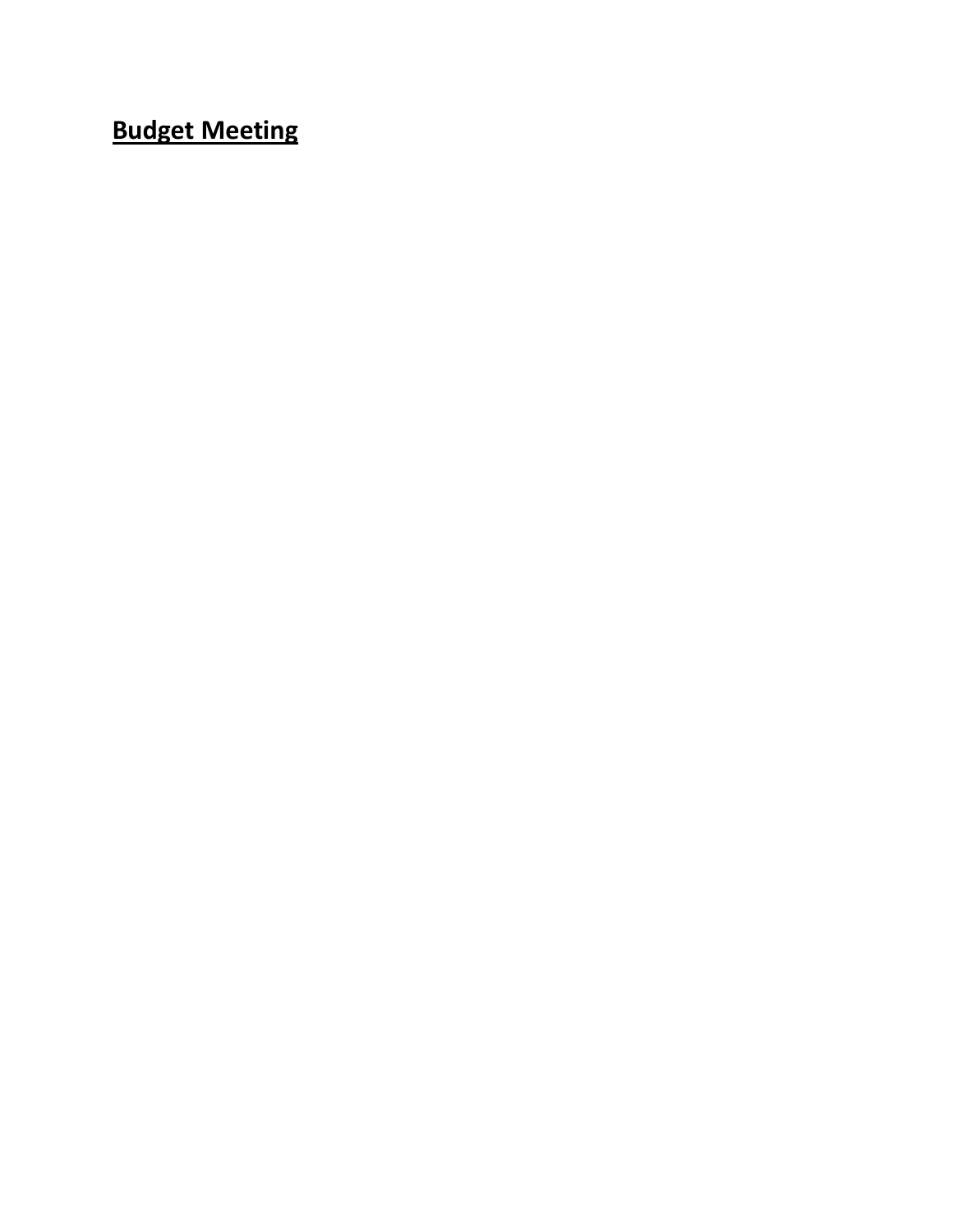**Budget Meeting**